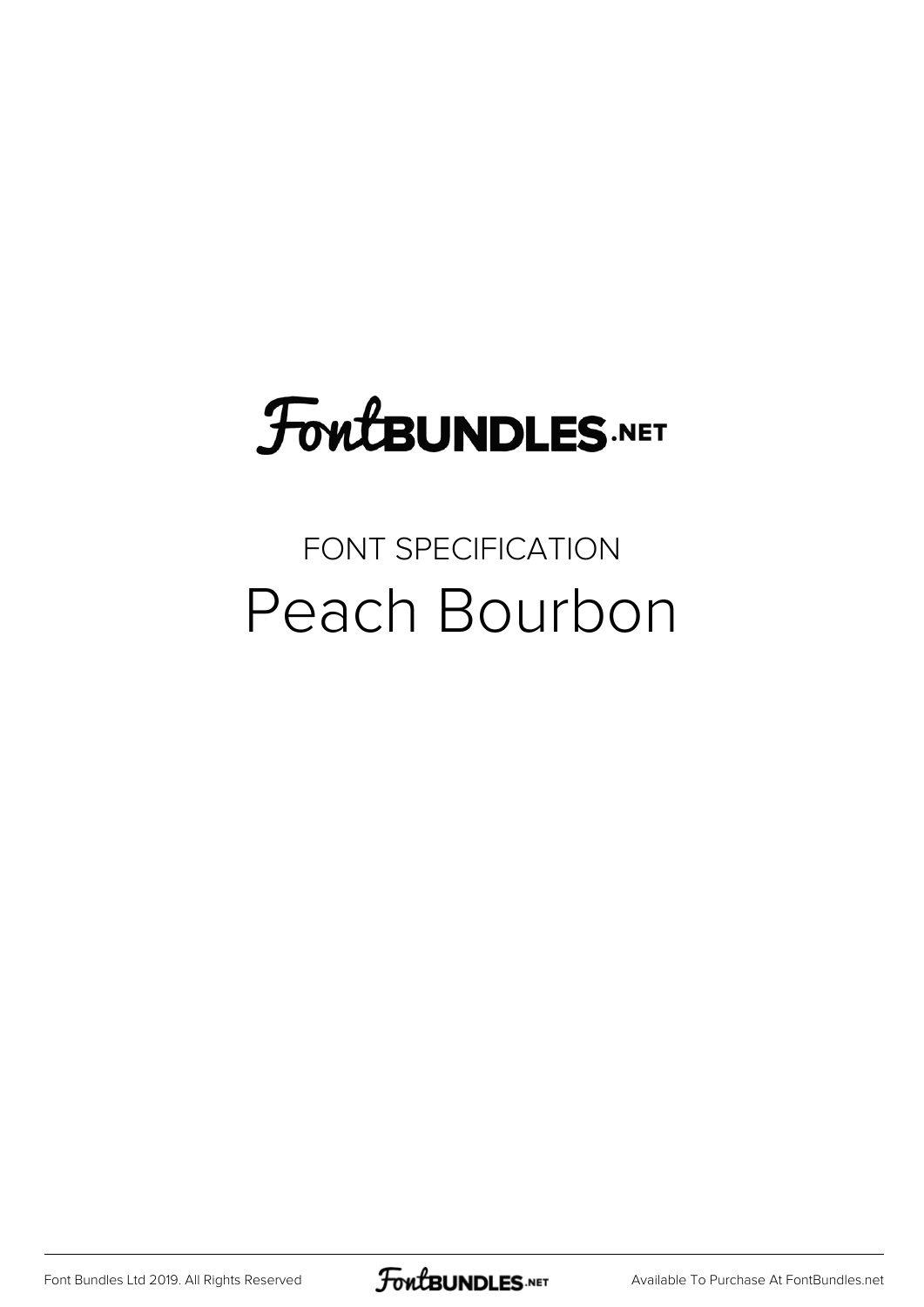FontBUNDLES.NET

FONT SPECIFICATION

# Peach Bourbon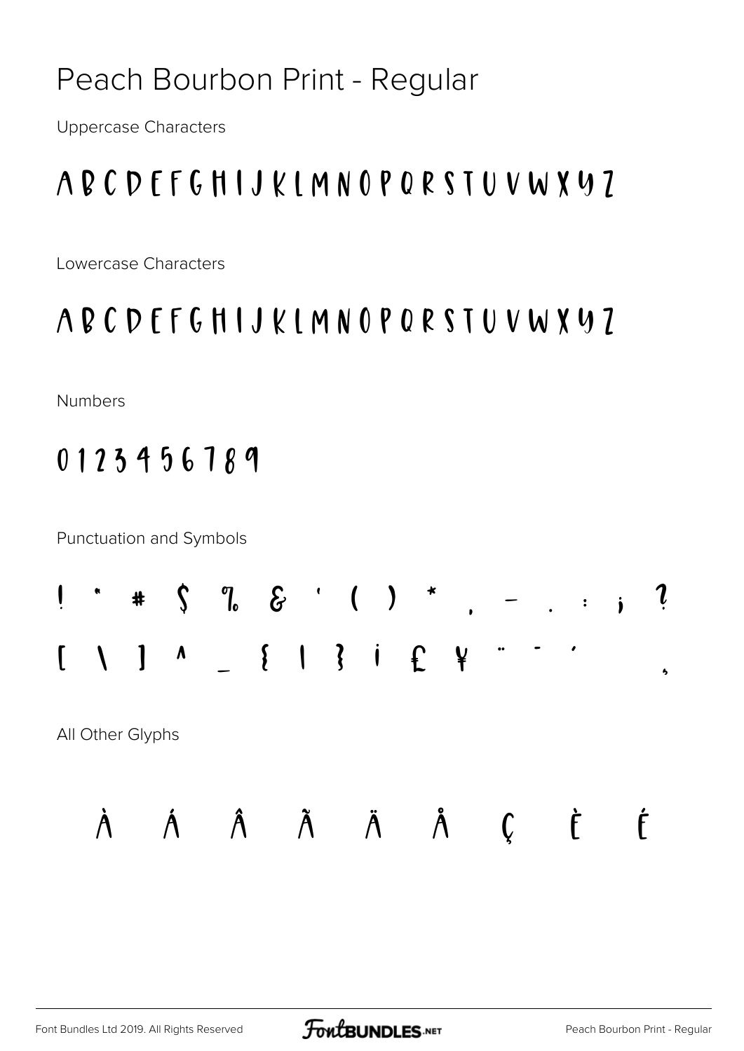# Peach Bourbon Print - Regular

Uppercase Characters

A B C D E F G H I J K L M N O P Q R S T U V W X Y Z

Lowercase Characters

A B C D E F G H I J K L M N O P Q R S T U V W X Y Z

Numbers

0 1 2 3 4 5 6 7 8 9

Punctuation and Symbols

! " # $ % & ' ( ) * , - . : ; ?

[ \ ] ^ _ { | } ¡ £ ¥ ¨ ¯ ´ ¸

All Other Glyphs

À Á Â Ã Ä Å Ç È É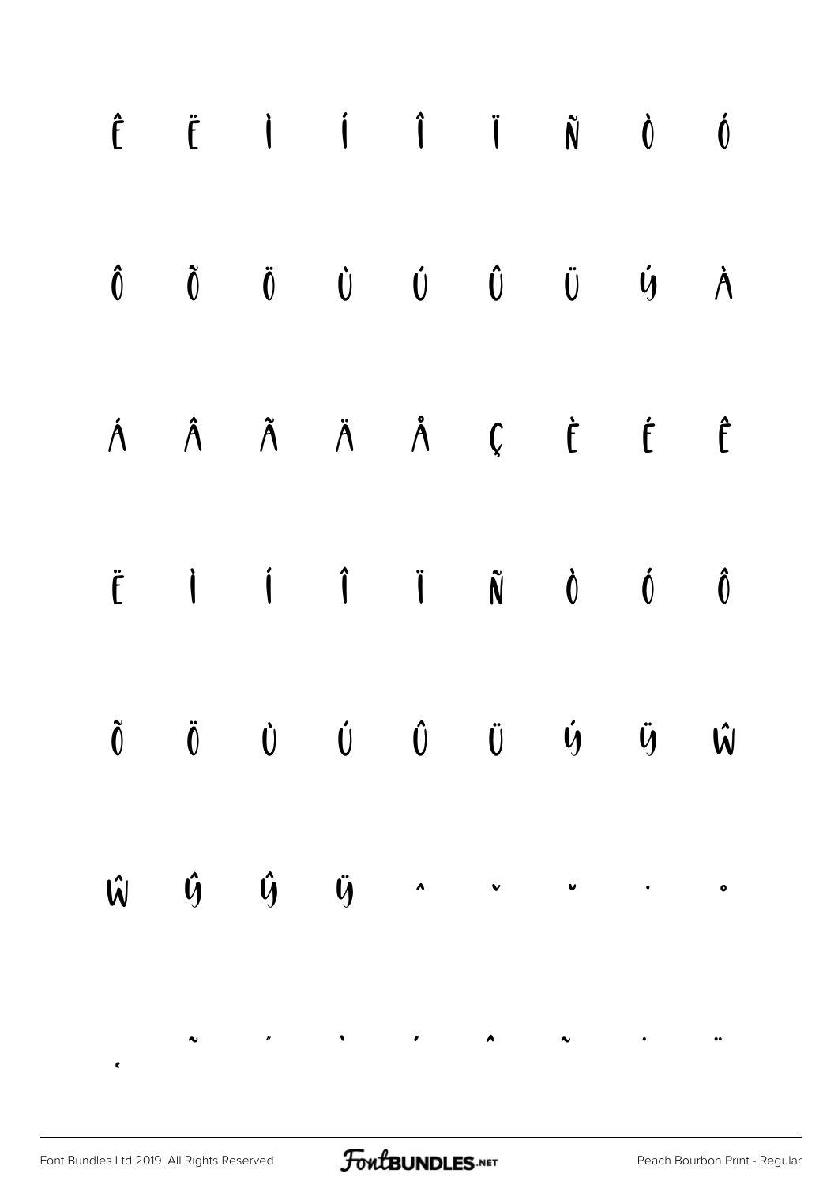Ê Ë Ì Í Î Ï Ñ Ò Ó

Ô Õ Ö Ù Ú Û Ü Ý À

Á Â Ã Ä Å Ç È É Ê

Ë Ì Í Î Ï Ñ Ò Ó Ô

Õ Ö Ù Ú Û Ü Ý Ÿ Ŵ

Ŵ Ŷ Ŷ Ÿ ˆ ˇ ˘ ˙ ˚

˛ ˜ ˝ ` ´ ^ ~ · ¨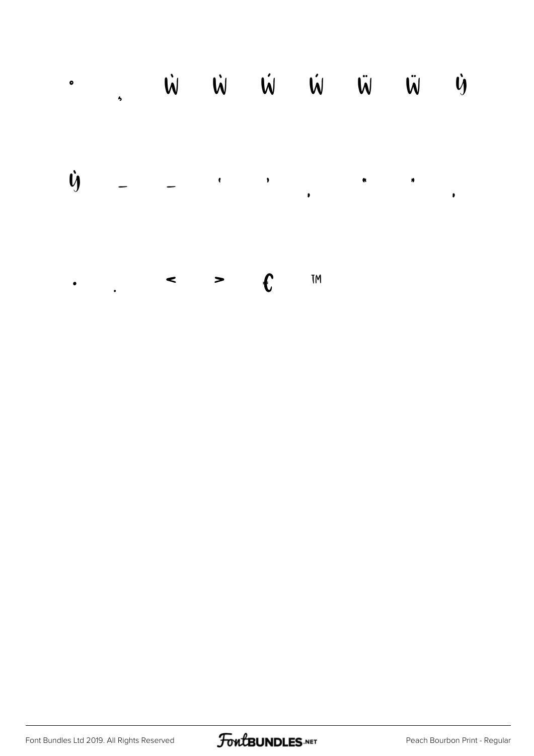˚ ˛ Ẁ ẁ Ẃ ẃ Ẅ ẅ Ỳ

ỳ – — ‘ ’ ‚ “ ” „

• … ‹ › € ™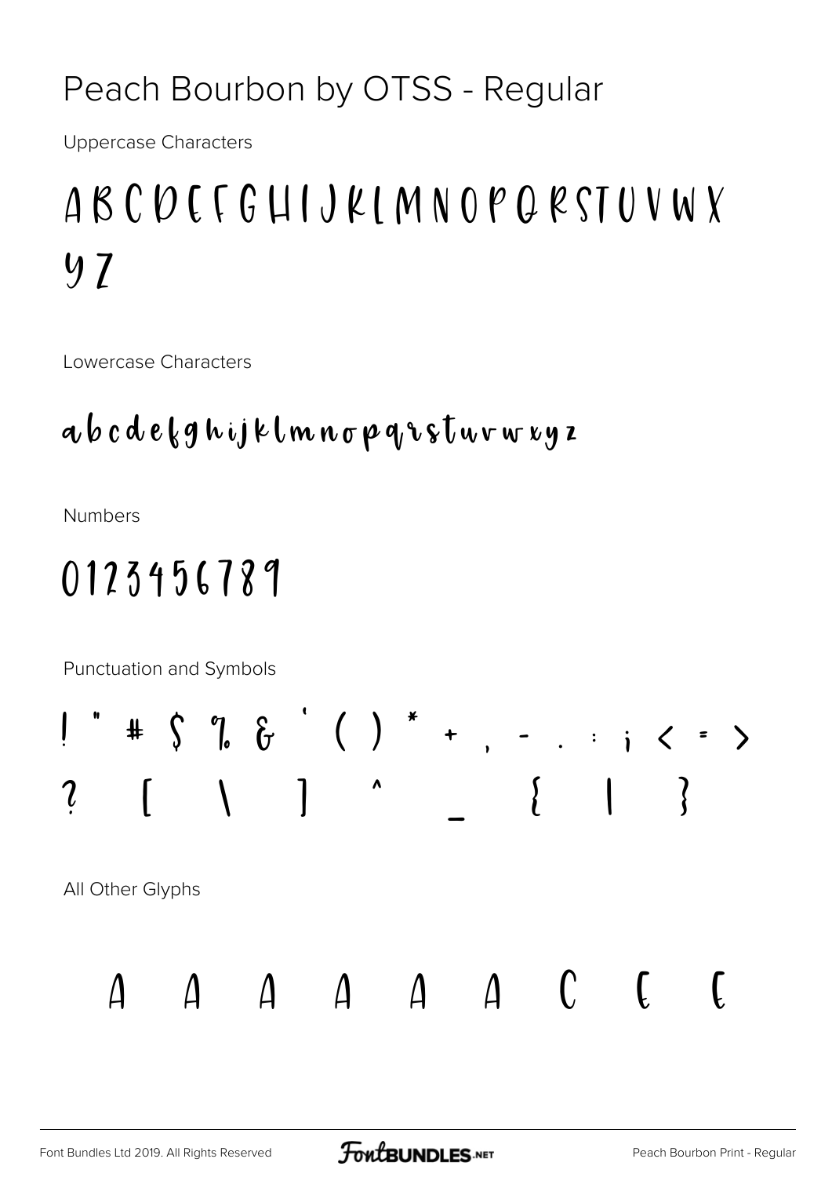# Peach Bourbon by OTSS - Regular

Uppercase Characters

ABCDEFGHIJKLMNOPQRSTUVWX
YZ

Lowercase Characters

abcdefghijklmnopqrstuvwxyz

Numbers

0123456789

Punctuation and Symbols

! " # $ % & ' ( ) * + , - . : ; < = >
? [ \ ] ^ _ { | }

All Other Glyphs

À Á Â Ã Ä Å Ç È É

Font Bundles Ltd 2019. All Rights Reserved — Peach Bourbon Print - Regular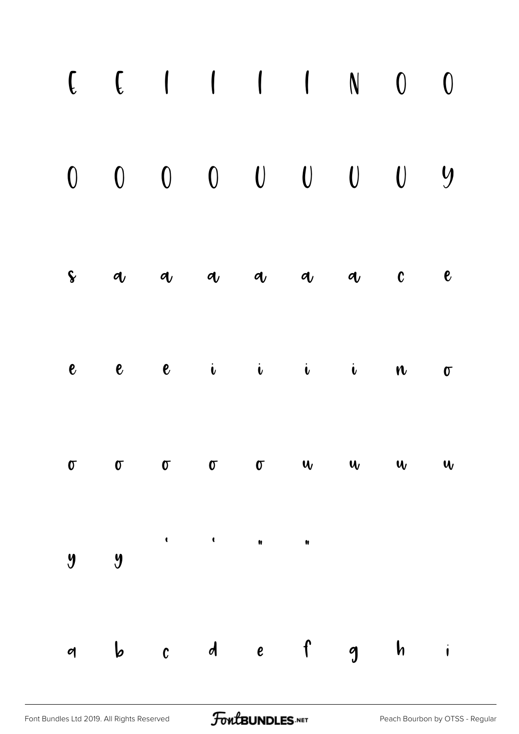| | | | | | | | | |
|---|---|---|---|---|---|---|---|---|
| Ê | Ë | Ì | Í | Î | Ï | Ñ | Ò | Ó |
| Ô | Õ | Ö | Ø | Ù | Ú | Û | Ü | Ý |
| ß | à | á | â | ã | ä | å | ç | è |
| é | ê | ë | ì | í | î | ï | ñ | ò |
| ó | ô | õ | ö | ø | ù | ú | û | ü |
| ý | ÿ | ‘ | ’ | “ | ” | | | |
| a | b | c | d | e | f | g | h | i |

Font Bundles Ltd 2019. All Rights Reserved

FontBUNDLES.NET

Peach Bourbon by OTSS - Regular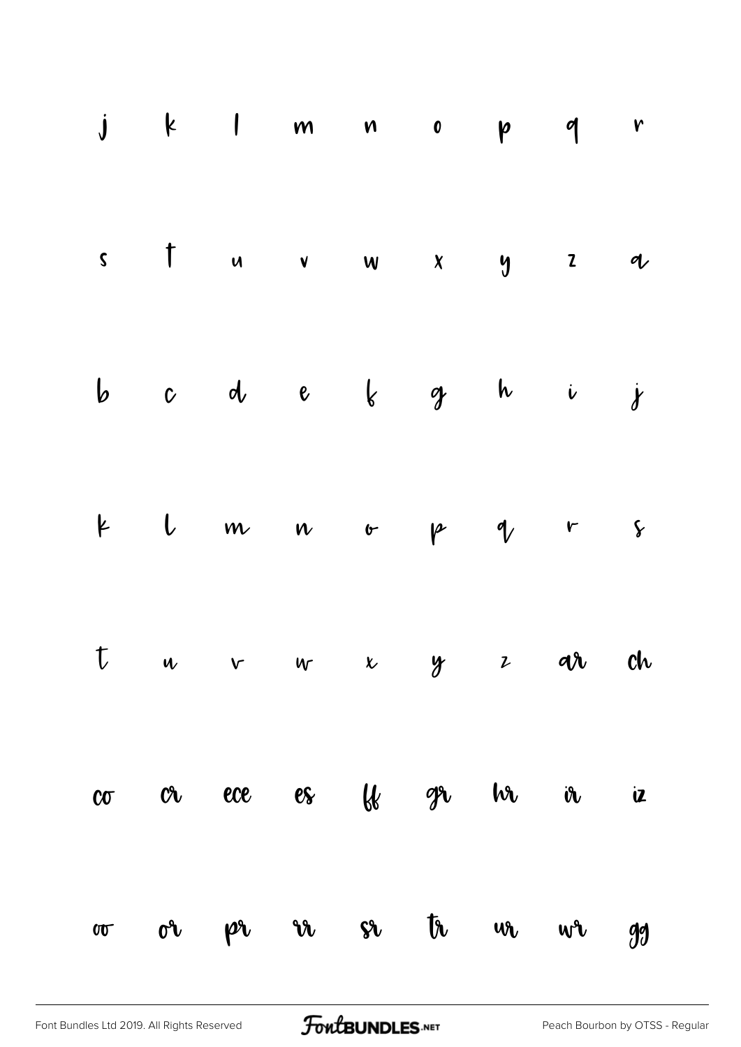| | | | | | | | | |
|---|---|---|---|---|---|---|---|---|
| j | k | l | m | n | o | p | q | r |
| s | t | u | v | w | x | y | z | a |
| b | c | d | e | f | g | h | i | j |
| k | l | m | n | o | p | q | r | s |
| t | u | v | w | x | y | z | ar | ch |
| co | cr | ece | es | ff | gr | hr | ir | iz |
| oo | or | pr | rr | sr | tr | ur | wr | gg |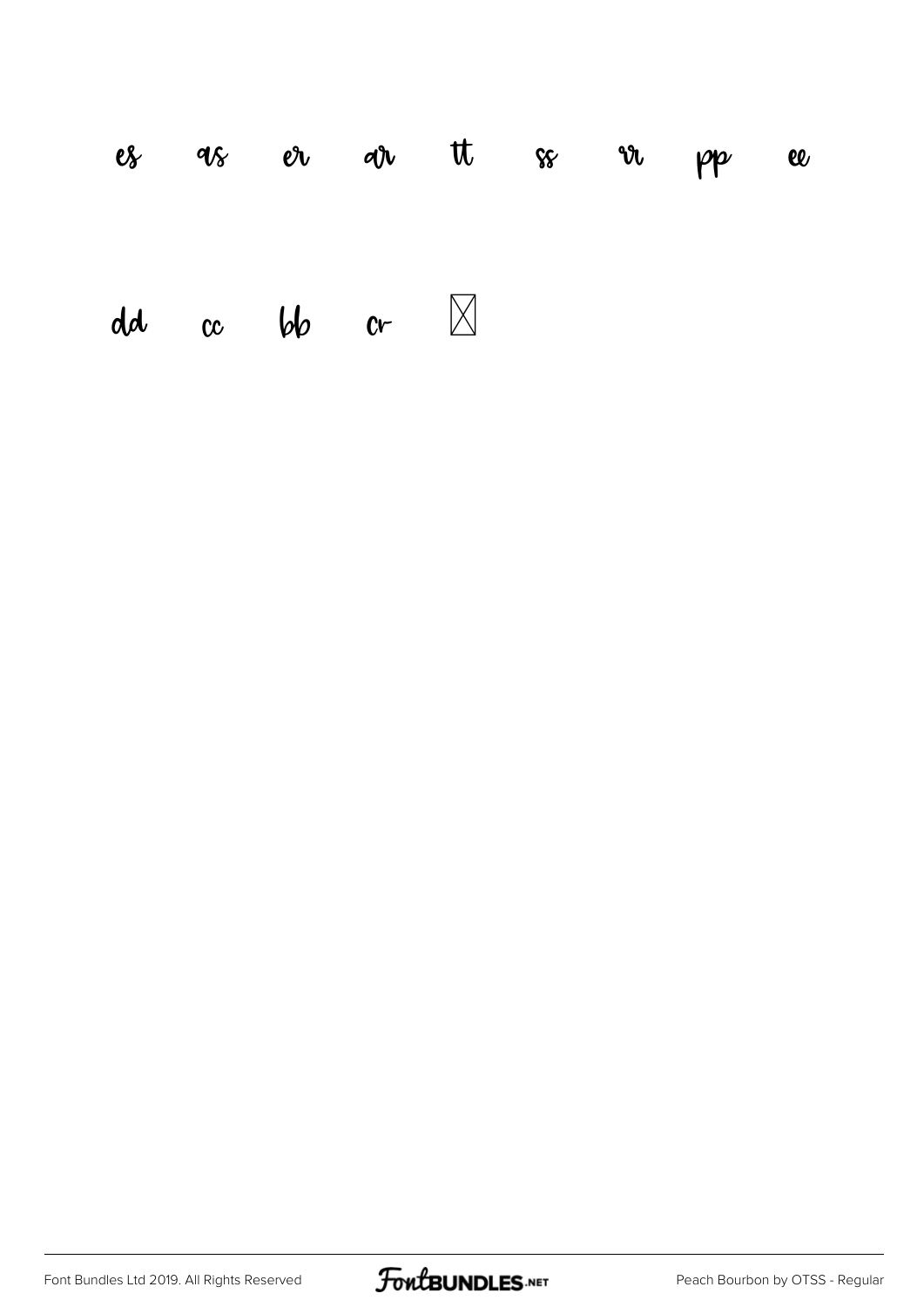es as er ar tt ss rr pp ee

dd cc bb cr ⊠